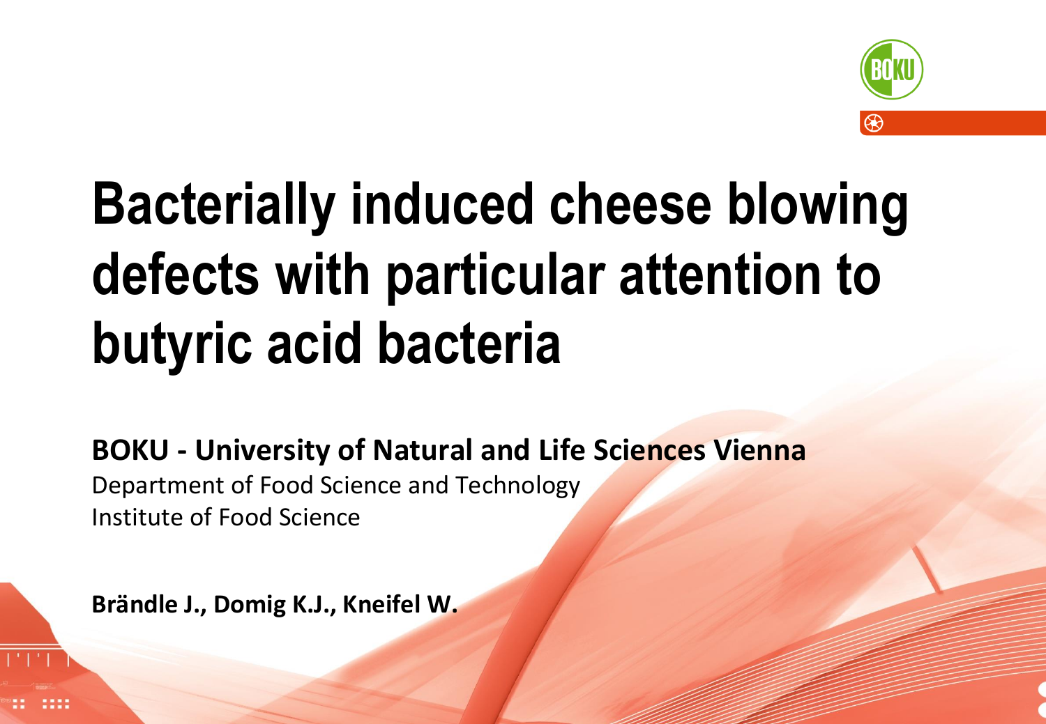# Bacterially induced cheese blowing defects with particular attention to butyric acid bacteria

**BOKU - University of Natural and Life Sciences Vienna**

Department of Food Science and Technology

Institute of Food Science

**Brändle J., Domig K.J., Kneifel W.**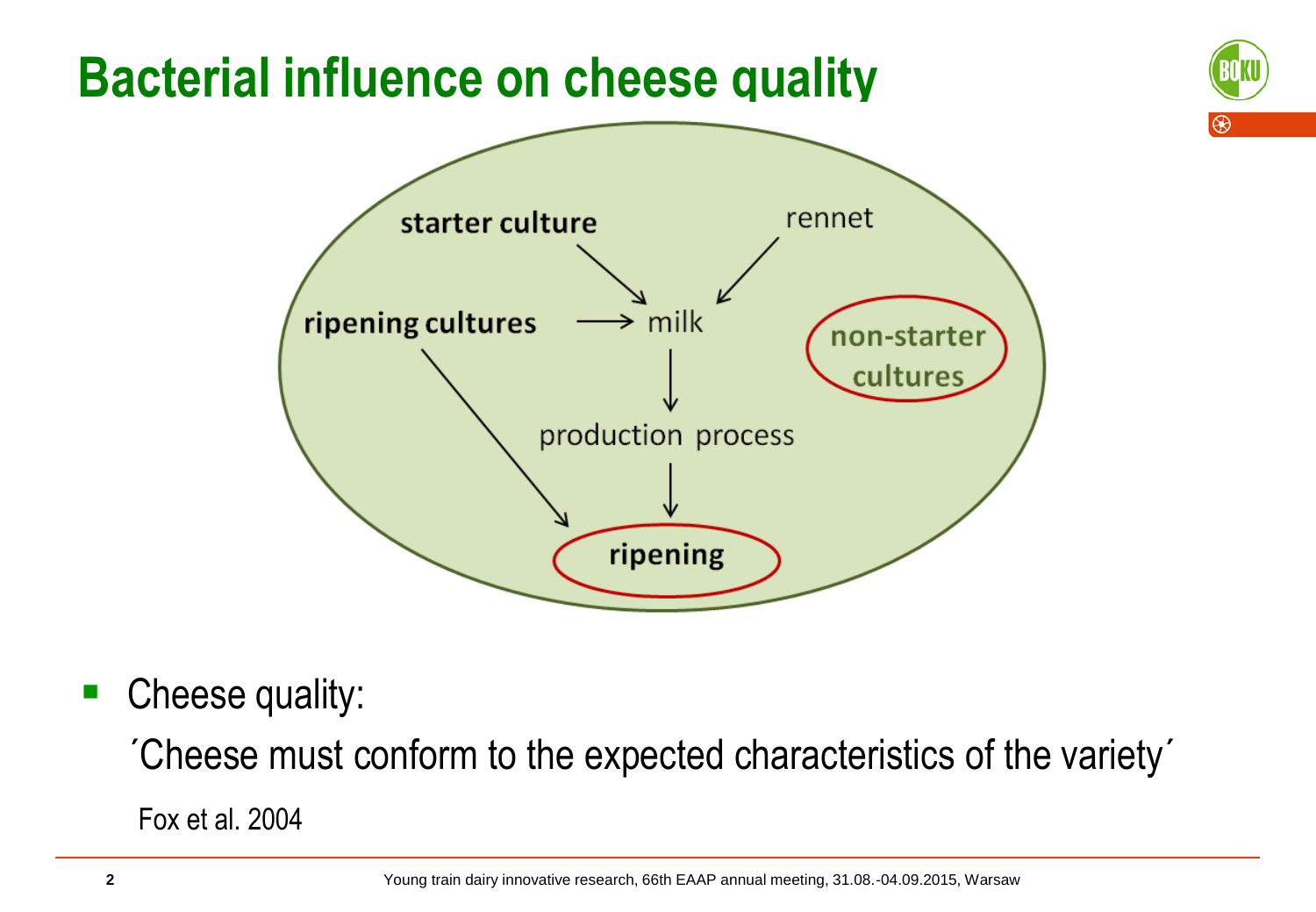# Bacterial influence on cheese quality

starter culture

rennet

ripening cultures

milk

non-starter cultures

production process

ripening

- Cheese quality:

  ´Cheese must conform to the expected characteristics of the variety´

  Fox et al. 2004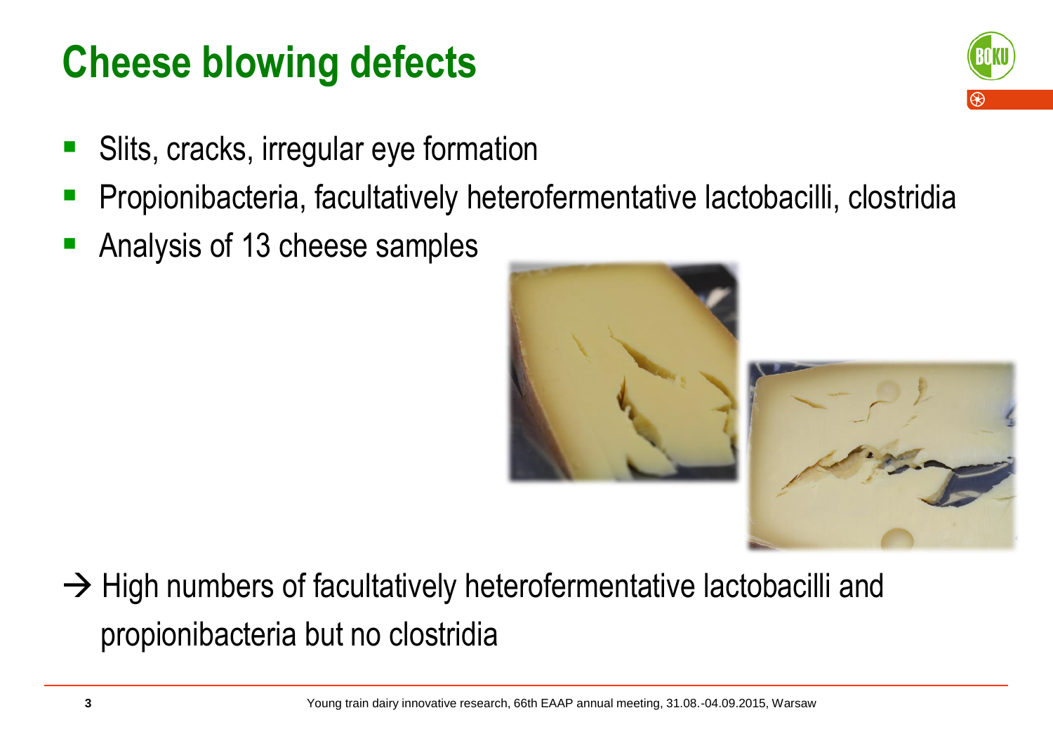# Cheese blowing defects

- Slits, cracks, irregular eye formation
- Propionibacteria, facultatively heterofermentative lactobacilli, clostridia
- Analysis of 13 cheese samples

→ High numbers of facultatively heterofermentative lactobacilli and propionibacteria but no clostridia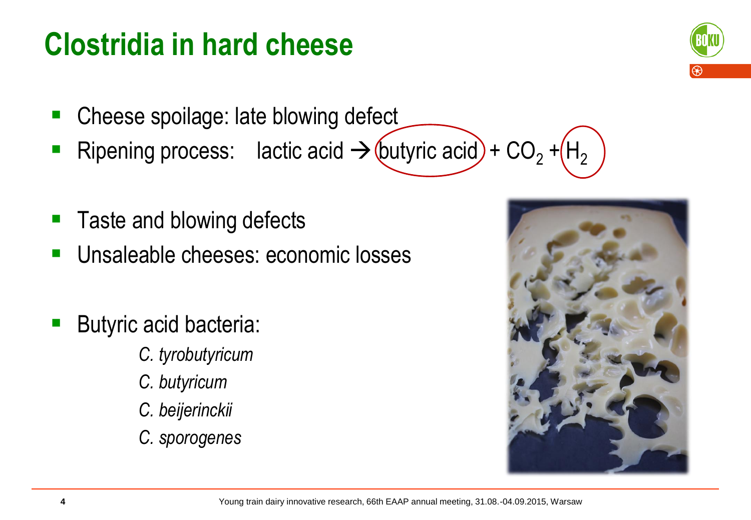# Clostridia in hard cheese

- Cheese spoilage: late blowing defect
- Ripening process: lactic acid → butyric acid + $CO_2$ + $H_2$

- Taste and blowing defects
- Unsaleable cheeses: economic losses

- Butyric acid bacteria:
  - *C. tyrobutyricum*
  - *C. butyricum*
  - *C. beijerinckii*
  - *C. sporogenes*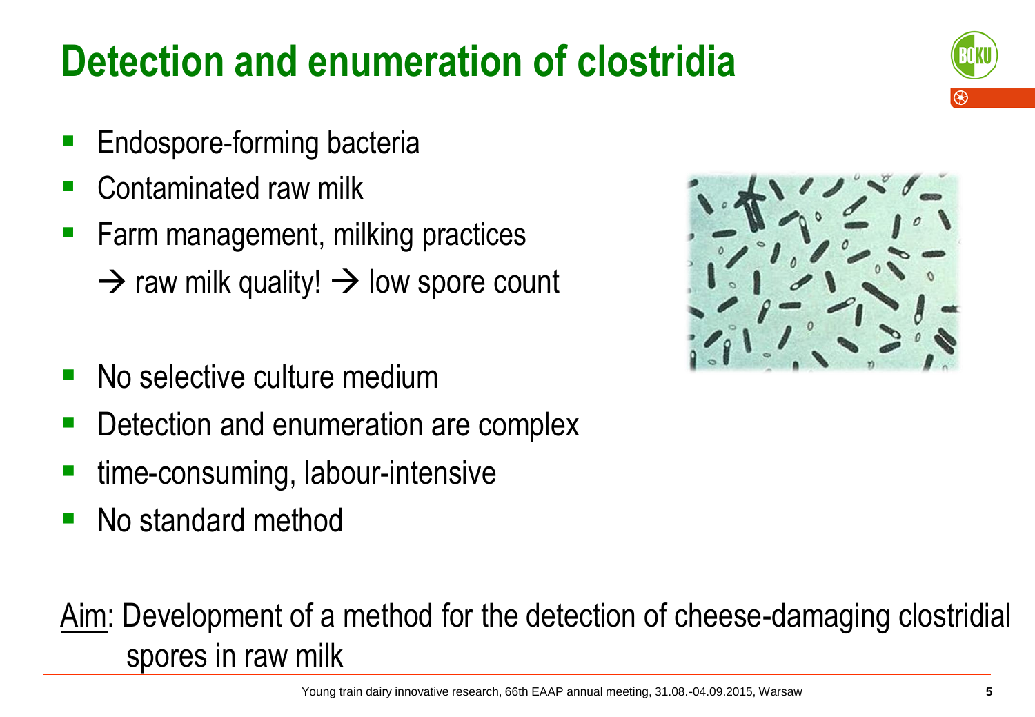# Detection and enumeration of clostridia

- Endospore-forming bacteria
- Contaminated raw milk
- Farm management, milking practices
  → raw milk quality! → low spore count

- No selective culture medium
- Detection and enumeration are complex
- time-consuming, labour-intensive
- No standard method

<u>Aim</u>: Development of a method for the detection of cheese-damaging clostridial spores in raw milk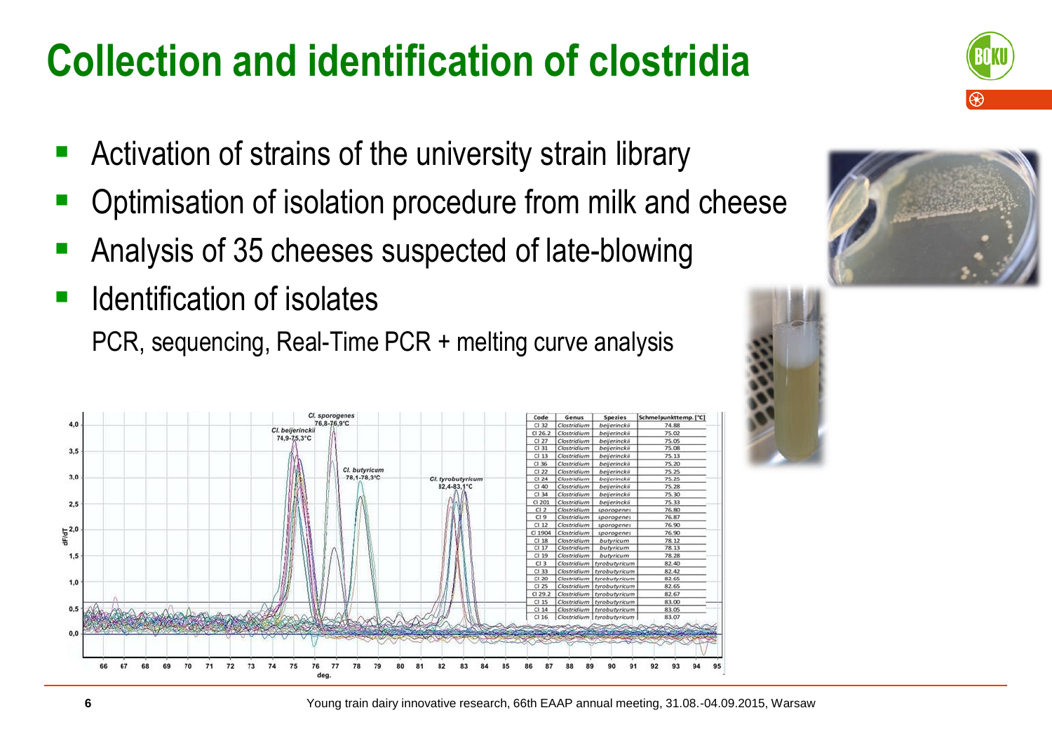# Collection and identification of clostridia

- Activation of strains of the university strain library
- Optimisation of isolation procedure from milk and cheese
- Analysis of 35 cheeses suspected of late-blowing
- Identification of isolates

  PCR, sequencing, Real-Time PCR + melting curve analysis

| Code | Genus | Spezies | Schmelpunkttemp. [°C] |
|---|---|---|---|
| Cl 32 | Clostridium | beijerinckii | 74.88 |
| Cl 26.2 | Clostridium | beijerinckii | 75.02 |
| Cl 27 | Clostridium | beijerinckii | 75.05 |
| Cl 31 | Clostridium | beijerinckii | 75.08 |
| Cl 13 | Clostridium | beijerinckii | 75.13 |
| Cl 36 | Clostridium | beijerinckii | 75.20 |
| Cl 22 | Clostridium | beijerinckii | 75.25 |
| Cl 24 | Clostridium | beijerinckii | 75.25 |
| Cl 40 | Clostridium | beijerinckii | 75.28 |
| Cl 34 | Clostridium | beijerinckii | 75.30 |
| Cl 201 | Clostridium | beijerinckii | 75.33 |
| Cl 2 | Clostridium | sporogenes | 76.80 |
| Cl 9 | Clostridium | sporogenes | 76.87 |
| Cl 12 | Clostridium | sporogenes | 76.90 |
| Cl 1904 | Clostridium | sporogenes | 76.90 |
| Cl 18 | Clostridium | butyricum | 78.12 |
| Cl 17 | Clostridium | butyricum | 78.13 |
| Cl 19 | Clostridium | butyricum | 78.28 |
| Cl 3 | Clostridium | tyrobutyricum | 82.40 |
| Cl 33 | Clostridium | tyrobutyricum | 82.42 |
| Cl 20 | Clostridium | tyrobutyricum | 82.65 |
| Cl 25 | Clostridium | tyrobutyricum | 82.65 |
| Cl 29.2 | Clostridium | tyrobutyricum | 82.67 |
| Cl 15 | Clostridium | tyrobutyricum | 83.00 |
| Cl 14 | Clostridium | tyrobutyricum | 83.05 |
| Cl 16 | Clostridium | tyrobutyricum | 83.07 |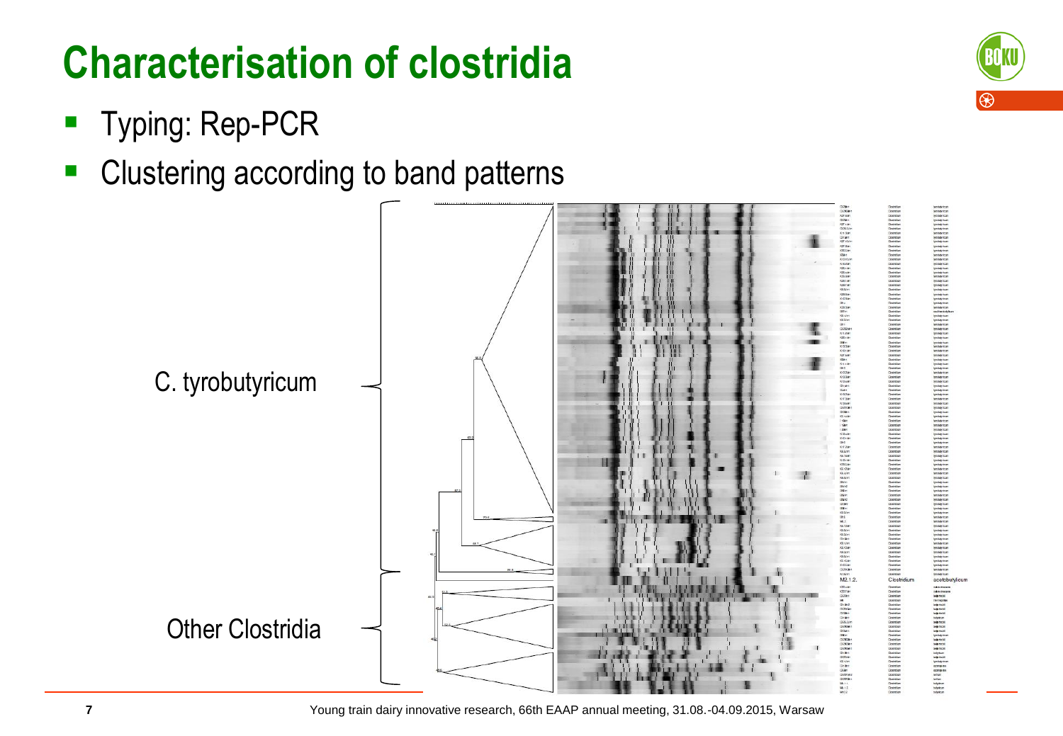# Characterisation of clostridia

- Typing: Rep-PCR
- Clustering according to band patterns

C. tyrobutyricum

Other Clostridia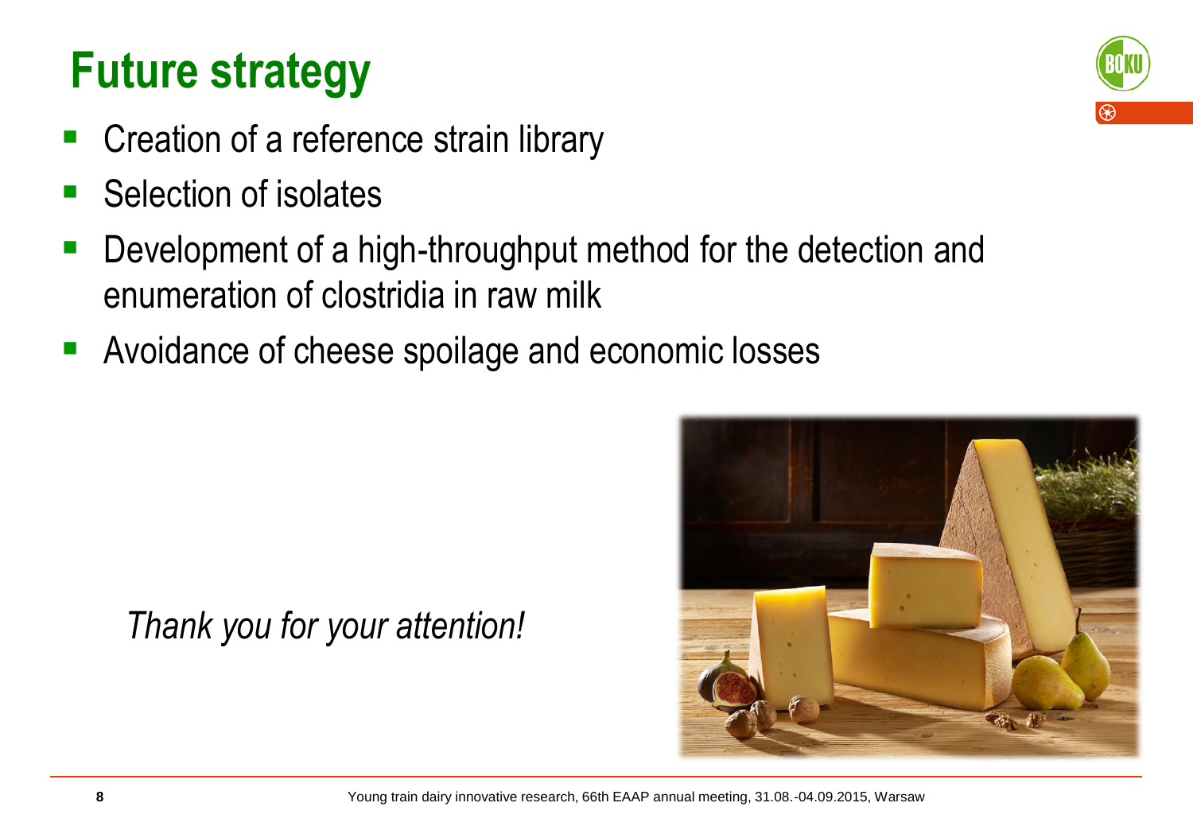# Future strategy

- Creation of a reference strain library
- Selection of isolates
- Development of a high-throughput method for the detection and enumeration of clostridia in raw milk
- Avoidance of cheese spoilage and economic losses

*Thank you for your attention!*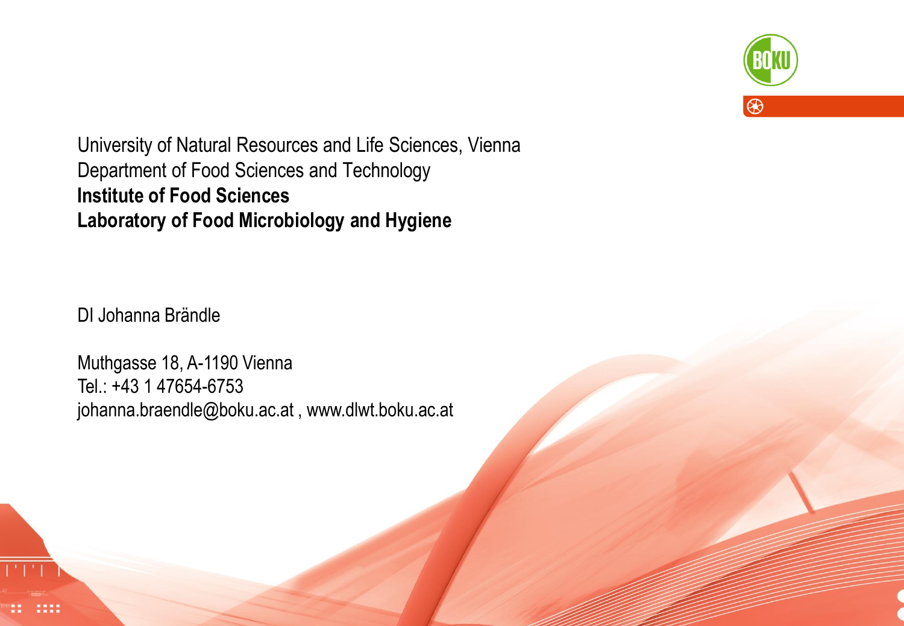University of Natural Resources and Life Sciences, Vienna
Department of Food Sciences and Technology
**Institute of Food Sciences**
**Laboratory of Food Microbiology and Hygiene**

DI Johanna Brändle

Muthgasse 18, A-1190 Vienna
Tel.: +43 1 47654-6753
johanna.braendle@boku.ac.at , www.dlwt.boku.ac.at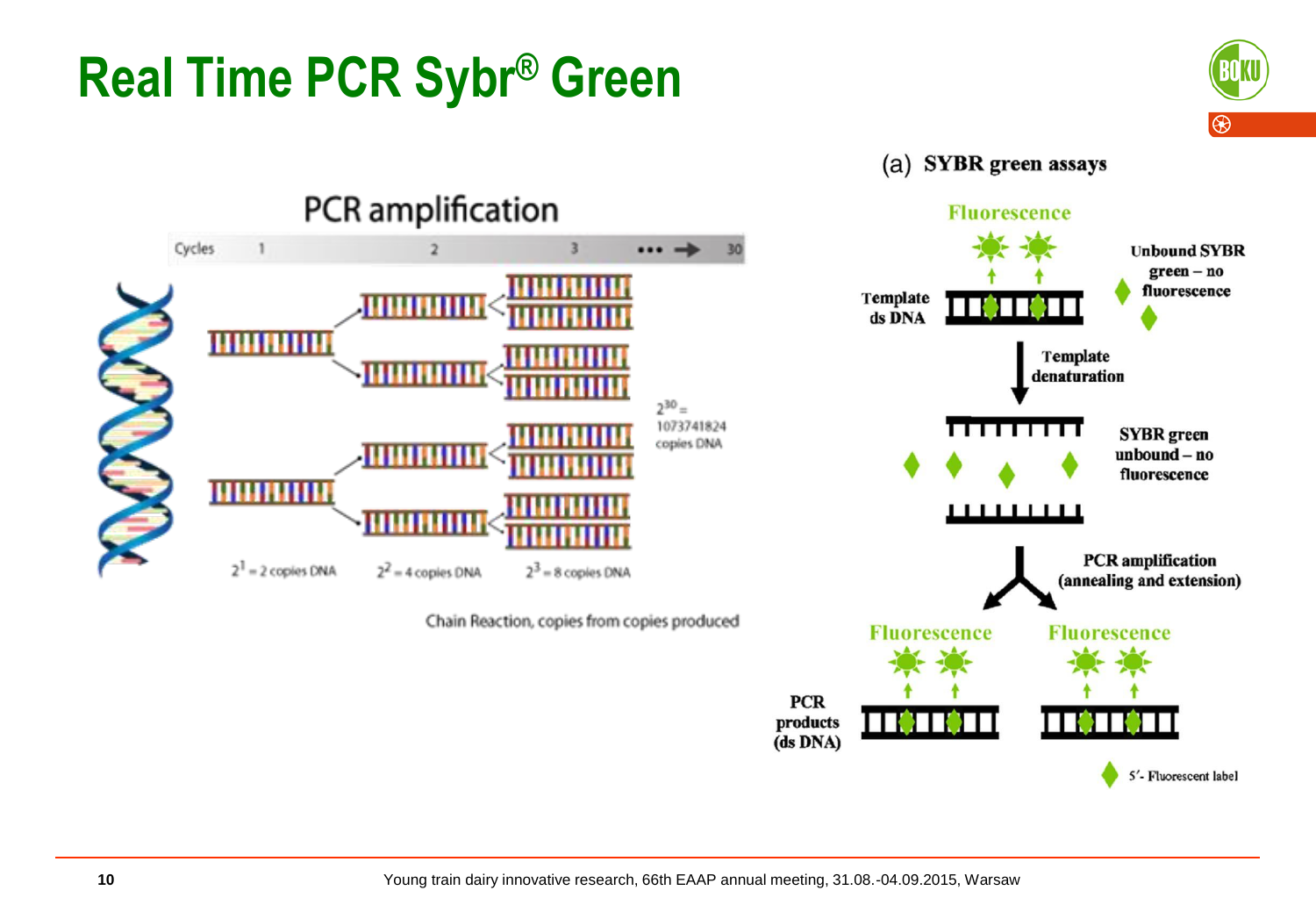# Real Time PCR Sybr® Green

## PCR amplification

| Cycles | 1 | 2 | 3 | ... → | 30 |
|---|---|---|---|---|---|

$2^1$ = 2 copies DNA — $2^2$ = 4 copies DNA — $2^3$ = 8 copies DNA

$2^{30}$ = 1073741824 copies DNA

Chain Reaction, copies from copies produced

## (a) SYBR green assays

Fluorescence

Template ds DNA

Unbound SYBR green – no fluorescence

Template denaturation

SYBR green unbound – no fluorescence

PCR amplification (annealing and extension)

Fluorescence — Fluorescence

PCR products (ds DNA)

5′- Fluorescent label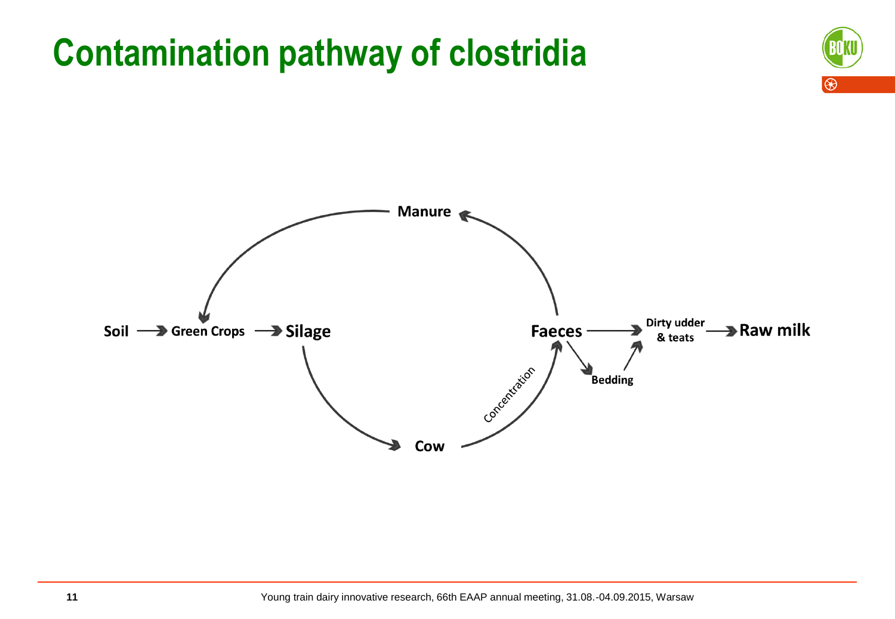# Contamination pathway of clostridia

Manure

Soil

Green Crops

Silage

Faeces

Dirty udder & teats

Raw milk

Bedding

Concentration

Cow